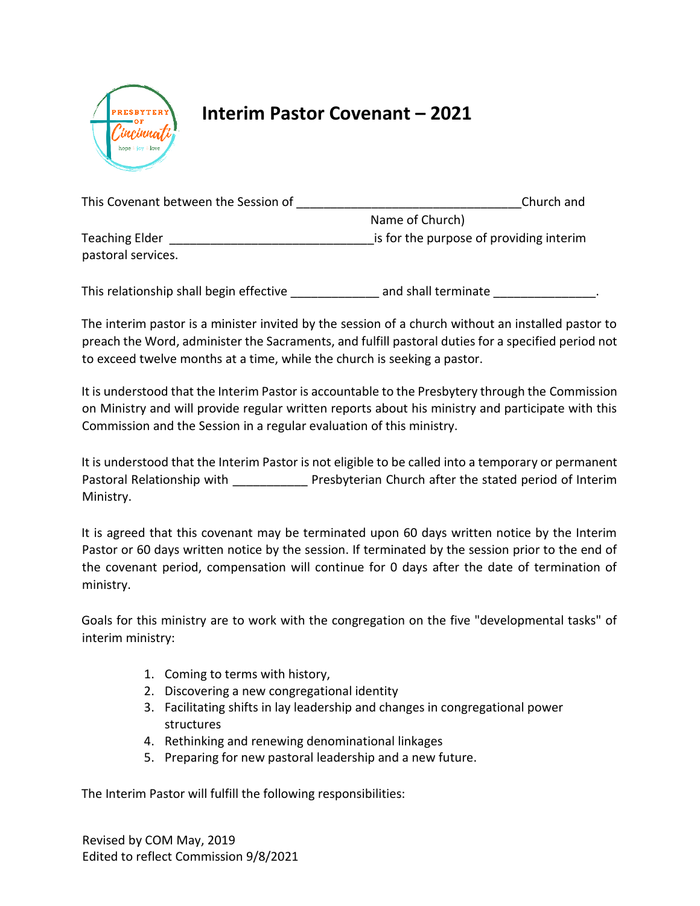# Interim Pastor Covenant – 2021

This Covenant between the Session of ________________________________Church and
Name of Church)
Teaching Elder _____________________________is for the purpose of providing interim pastoral services.

This relationship shall begin effective ____________ and shall terminate ______________.

The interim pastor is a minister invited by the session of a church without an installed pastor to preach the Word, administer the Sacraments, and fulfill pastoral duties for a specified period not to exceed twelve months at a time, while the church is seeking a pastor.

It is understood that the Interim Pastor is accountable to the Presbytery through the Commission on Ministry and will provide regular written reports about his ministry and participate with this Commission and the Session in a regular evaluation of this ministry.

It is understood that the Interim Pastor is not eligible to be called into a temporary or permanent Pastoral Relationship with __________ Presbyterian Church after the stated period of Interim Ministry.

It is agreed that this covenant may be terminated upon 60 days written notice by the Interim Pastor or 60 days written notice by the session. If terminated by the session prior to the end of the covenant period, compensation will continue for 0 days after the date of termination of ministry.

Goals for this ministry are to work with the congregation on the five "developmental tasks" of interim ministry:

1. Coming to terms with history,
2. Discovering a new congregational identity
3. Facilitating shifts in lay leadership and changes in congregational power structures
4. Rethinking and renewing denominational linkages
5. Preparing for new pastoral leadership and a new future.

The Interim Pastor will fulfill the following responsibilities:

Revised by COM May, 2019
Edited to reflect Commission 9/8/2021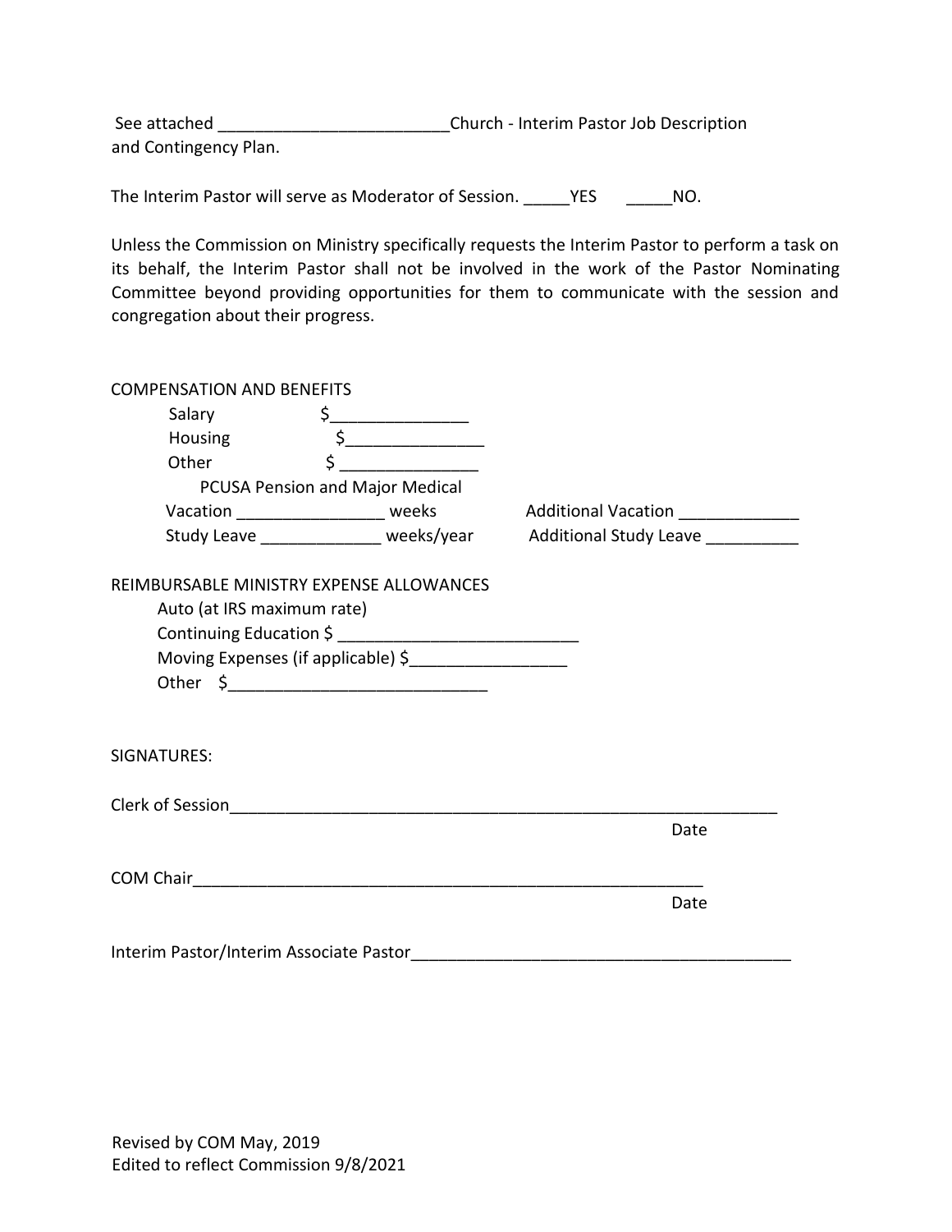See attached _________________________Church - Interim Pastor Job Description and Contingency Plan.

The Interim Pastor will serve as Moderator of Session. _____YES _____NO.

Unless the Commission on Ministry specifically requests the Interim Pastor to perform a task on its behalf, the Interim Pastor shall not be involved in the work of the Pastor Nominating Committee beyond providing opportunities for them to communicate with the session and congregation about their progress.

COMPENSATION AND BENEFITS

Salary $_______________

Housing $_______________

Other $ _______________

PCUSA Pension and Major Medical

Vacation ________________ weeks     Additional Vacation _____________

Study Leave _____________ weeks/year     Additional Study Leave __________

REIMBURSABLE MINISTRY EXPENSE ALLOWANCES

Auto (at IRS maximum rate)

Continuing Education $ __________________________

Moving Expenses (if applicable) $_________________

Other $____________________________

SIGNATURES:

Clerk of Session_______________________________________________________________

Date

COM Chair________________________________________________________

Date

Interim Pastor/Interim Associate Pastor__________________________________________

Revised by COM May, 2019
Edited to reflect Commission 9/8/2021